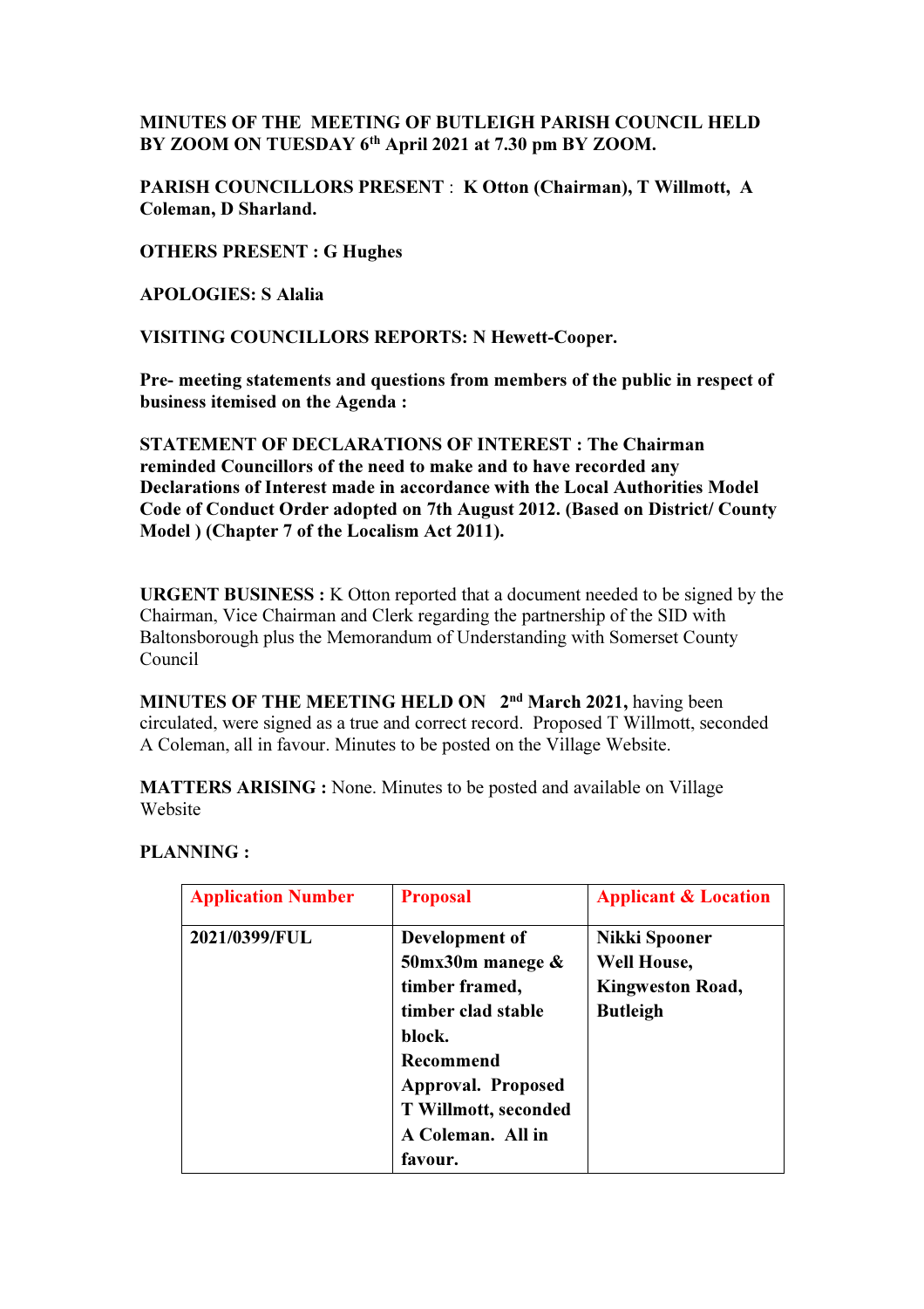**MINUTES OF THE MEETING OF BUTLEIGH PARISH COUNCIL HELD BY ZOOM ON TUESDAY 6th April 2021 at 7.30 pm BY ZOOM.**

**PARISH COUNCILLORS PRESENT : K Otton (Chairman), T Willmott, A Coleman, D Sharland.**

**OTHERS PRESENT : G Hughes**

**APOLOGIES: S Alalia**

**VISITING COUNCILLORS REPORTS: N Hewett-Cooper.**

**Pre- meeting statements and questions from members of the public in respect of business itemised on the Agenda :**

**STATEMENT OF DECLARATIONS OF INTEREST : The Chairman reminded Councillors of the need to make and to have recorded any Declarations of Interest made in accordance with the Local Authorities Model Code of Conduct Order adopted on 7th August 2012. (Based on District/ County Model ) (Chapter 7 of the Localism Act 2011).**

**URGENT BUSINESS :** K Otton reported that a document needed to be signed by the Chairman, Vice Chairman and Clerk regarding the partnership of the SID with Baltonsborough plus the Memorandum of Understanding with Somerset County Council

**MINUTES OF THE MEETING HELD ON 2nd March 2021,** having been circulated, were signed as a true and correct record. Proposed T Willmott, seconded A Coleman, all in favour. Minutes to be posted on the Village Website.

**MATTERS ARISING :** None. Minutes to be posted and available on Village Website

**PLANNING :**

| Application Number | Proposal | Applicant & Location |
|---|---|---|
| **2021/0399/FUL** | **Development of 50mx30m manege & timber framed, timber clad stable block. Recommend Approval. Proposed T Willmott, seconded A Coleman. All in favour.** | **Nikki Spooner Well House, Kingweston Road, Butleigh** |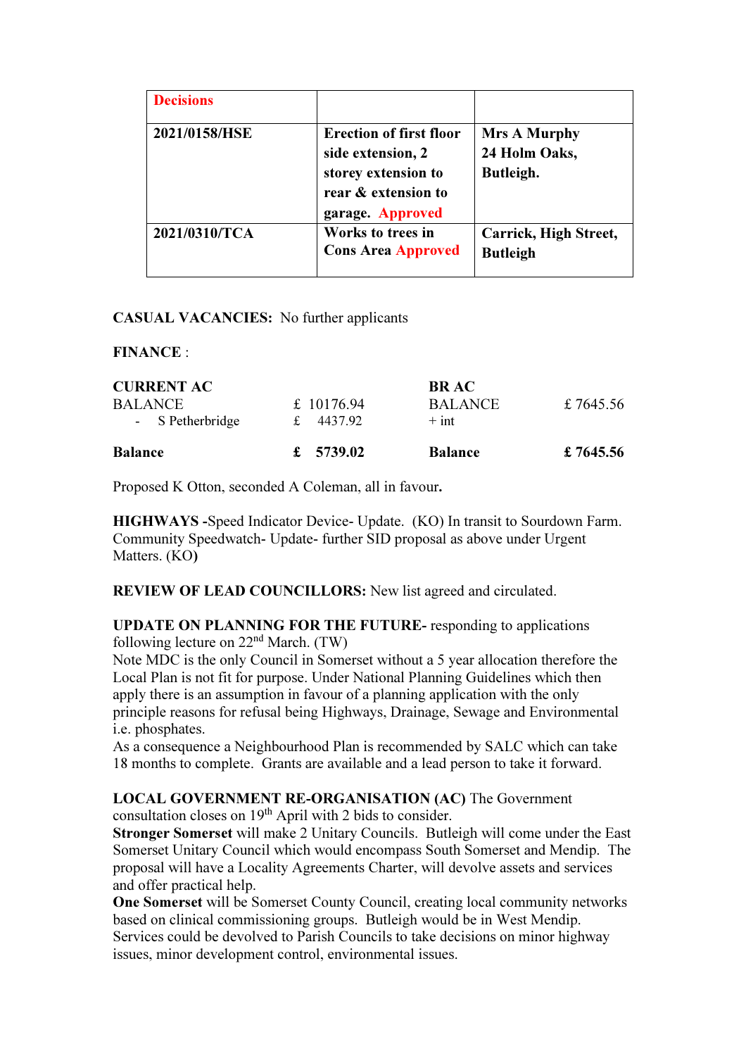| Decisions | | |
|---|---|---|
| **2021/0158/HSE** | **Erection of first floor side extension, 2 storey extension to rear & extension to garage.** Approved | **Mrs A Murphy 24 Holm Oaks, Butleigh.** |
| **2021/0310/TCA** | **Works to trees in Cons Area** Approved | **Carrick, High Street, Butleigh** |

**CASUAL VACANCIES:** No further applicants

**FINANCE** :

| **CURRENT AC** | | **BR AC** | |
|---|---|---|---|
| BALANCE | £ 10176.94 | BALANCE | £ 7645.56 |
| - S Petherbridge | £ 4437.92 | + int | |
| **Balance** | **£ 5739.02** | **Balance** | **£ 7645.56** |

Proposed K Otton, seconded A Coleman, all in favour**.**

**HIGHWAYS -**Speed Indicator Device- Update. (KO) In transit to Sourdown Farm. Community Speedwatch- Update- further SID proposal as above under Urgent Matters. (KO**)**

**REVIEW OF LEAD COUNCILLORS:** New list agreed and circulated.

**UPDATE ON PLANNING FOR THE FUTURE-** responding to applications following lecture on 22nd March. (TW)
Note MDC is the only Council in Somerset without a 5 year allocation therefore the Local Plan is not fit for purpose. Under National Planning Guidelines which then apply there is an assumption in favour of a planning application with the only principle reasons for refusal being Highways, Drainage, Sewage and Environmental i.e. phosphates.
As a consequence a Neighbourhood Plan is recommended by SALC which can take 18 months to complete. Grants are available and a lead person to take it forward.

**LOCAL GOVERNMENT RE-ORGANISATION (AC)** The Government consultation closes on 19th April with 2 bids to consider.
**Stronger Somerset** will make 2 Unitary Councils. Butleigh will come under the East Somerset Unitary Council which would encompass South Somerset and Mendip. The proposal will have a Locality Agreements Charter, will devolve assets and services and offer practical help.
**One Somerset** will be Somerset County Council, creating local community networks based on clinical commissioning groups. Butleigh would be in West Mendip. Services could be devolved to Parish Councils to take decisions on minor highway issues, minor development control, environmental issues.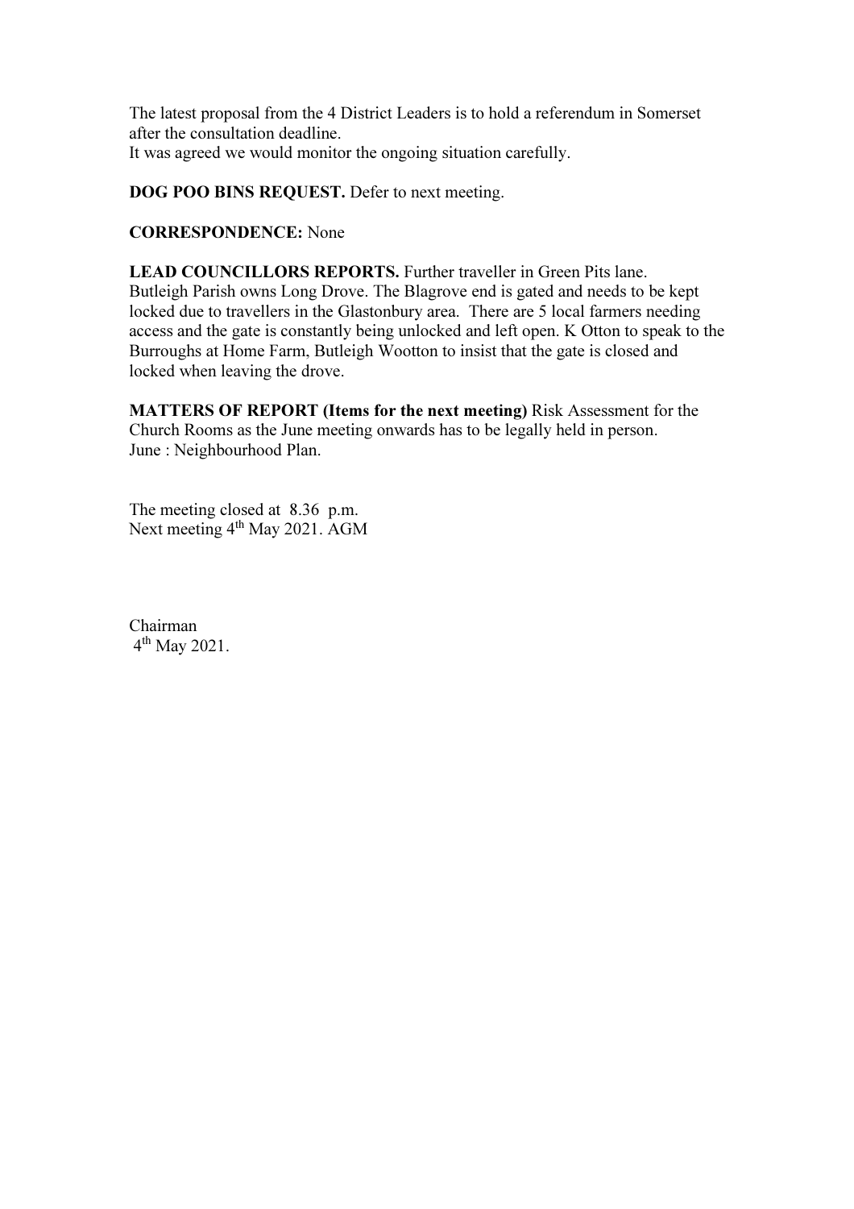The latest proposal from the 4 District Leaders is to hold a referendum in Somerset after the consultation deadline.
It was agreed we would monitor the ongoing situation carefully.

**DOG POO BINS REQUEST.** Defer to next meeting.

**CORRESPONDENCE:** None

**LEAD COUNCILLORS REPORTS.** Further traveller in Green Pits lane.
Butleigh Parish owns Long Drove. The Blagrove end is gated and needs to be kept locked due to travellers in the Glastonbury area. There are 5 local farmers needing access and the gate is constantly being unlocked and left open. K Otton to speak to the Burroughs at Home Farm, Butleigh Wootton to insist that the gate is closed and locked when leaving the drove.

**MATTERS OF REPORT (Items for the next meeting)** Risk Assessment for the Church Rooms as the June meeting onwards has to be legally held in person.
June : Neighbourhood Plan.

The meeting closed at 8.36 p.m.
Next meeting 4th May 2021. AGM

Chairman
4th May 2021.